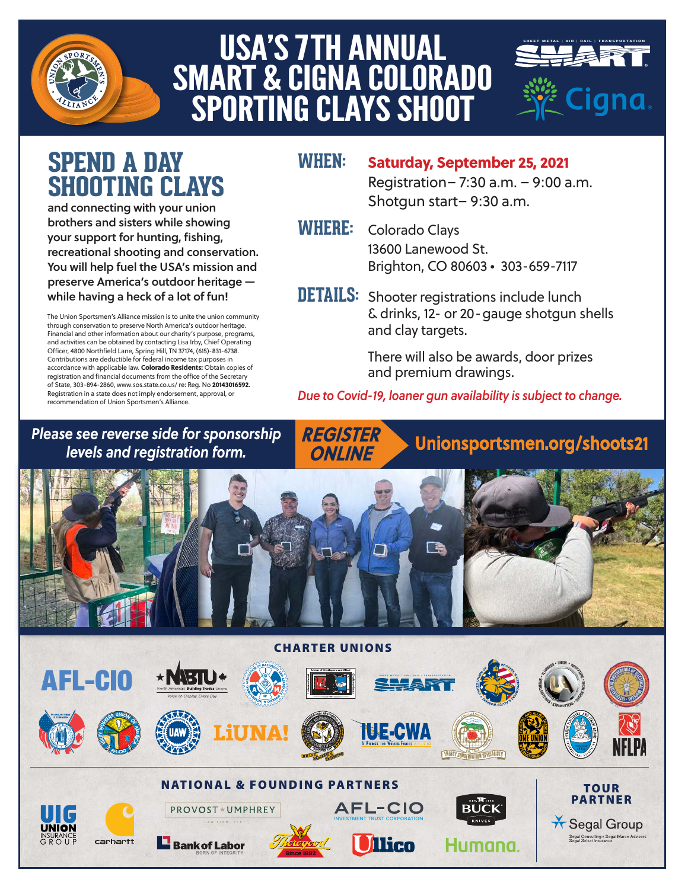# USA'S 7TH ANNUAL SMART & CIGNA COLORADO SPORTING CLAYS SHOOT

## SPEND A DAY SHOOTING CLAYS

**and connecting with your union brothers and sisters while showing your support for hunting, fishing, recreational shooting and conservation. You will help fuel the USA's mission and preserve America's outdoor heritage — while having a heck of a lot of fun!**

The Union Sportsmen's Alliance mission is to unite the union community through conservation to preserve North America's outdoor heritage. Financial and other information about our charity's purpose, programs, and activities can be obtained by contacting Lisa Irby, Chief Operating Officer, 4800 Northfield Lane, Spring Hill, TN 37174, (615)-831-6738. Contributions are deductible for federal income tax purposes in accordance with applicable law. **Colorado Residents:** Obtain copies of registration and financial documents from the office of the Secretary of State, 303-894-2860, www.sos.state.co.us/ re: Reg. No **20143016592**. Registration in a state does not imply endorsement, approval, or recommendation of Union Sportsmen's Alliance.

**WHEN:** **Saturday, September 25, 2021**
Registration– 7:30 a.m. – 9:00 a.m.
Shotgun start– 9:30 a.m.

**WHERE:** Colorado Clays
13600 Lanewood St.
Brighton, CO 80603 • 303-659-7117

**DETAILS:** Shooter registrations include lunch & drinks, 12- or 20-gauge shotgun shells and clay targets.

There will also be awards, door prizes and premium drawings.

*Due to Covid-19, loaner gun availability is subject to change.*

*Please see reverse side for sponsorship levels and registration form.*

***REGISTER ONLINE*** **Unionsportsmen.org/shoots21**

### CHARTER UNIONS

AFL-CIO, NABTU, SMART, LiUNA!, IUE-CWA, UAW, NFLPA

### NATIONAL & FOUNDING PARTNERS

Union Insurance Group, Carhartt, Provost Umphrey, AFL-CIO Investment Trust Corporation, Buck Knives, Bank of Labor, Thorogood, Ullico, Humana

### TOUR PARTNER

Segal Group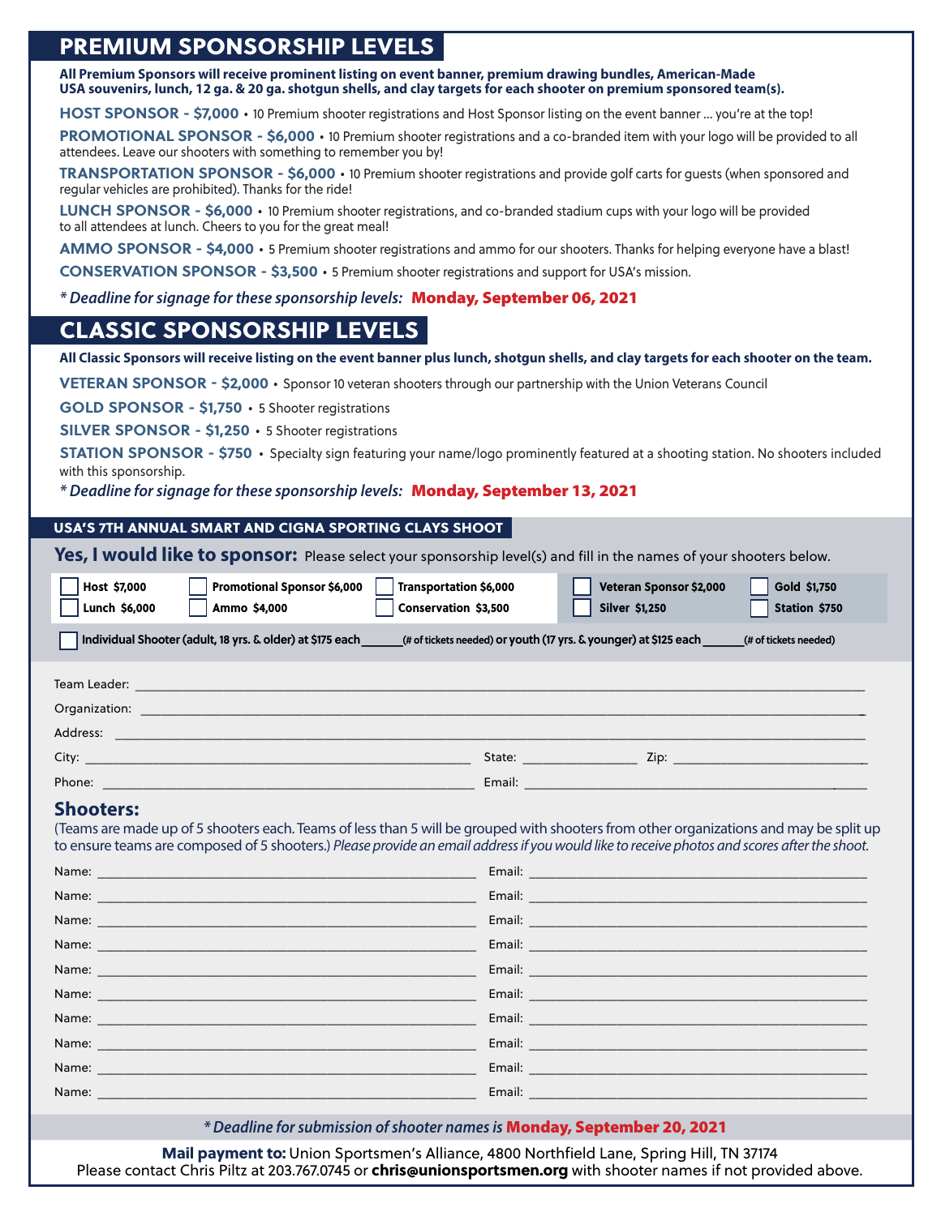# PREMIUM SPONSORSHIP LEVELS

**All Premium Sponsors will receive prominent listing on event banner, premium drawing bundles, American-Made USA souvenirs, lunch, 12 ga. & 20 ga. shotgun shells, and clay targets for each shooter on premium sponsored team(s).**

**HOST SPONSOR - $7,000** • 10 Premium shooter registrations and Host Sponsor listing on the event banner ... you're at the top!

**PROMOTIONAL SPONSOR - $6,000** • 10 Premium shooter registrations and a co-branded item with your logo will be provided to all attendees. Leave our shooters with something to remember you by!

**TRANSPORTATION SPONSOR - $6,000** • 10 Premium shooter registrations and provide golf carts for guests (when sponsored and regular vehicles are prohibited). Thanks for the ride!

**LUNCH SPONSOR - $6,000** • 10 Premium shooter registrations, and co-branded stadium cups with your logo will be provided to all attendees at lunch. Cheers to you for the great meal!

**AMMO SPONSOR - $4,000** • 5 Premium shooter registrations and ammo for our shooters. Thanks for helping everyone have a blast!

**CONSERVATION SPONSOR - $3,500** • 5 Premium shooter registrations and support for USA's mission.

*\* Deadline for signage for these sponsorship levels:* **Monday, September 06, 2021**

# CLASSIC SPONSORSHIP LEVELS

**All Classic Sponsors will receive listing on the event banner plus lunch, shotgun shells, and clay targets for each shooter on the team.**

**VETERAN SPONSOR - $2,000** • Sponsor 10 veteran shooters through our partnership with the Union Veterans Council

**GOLD SPONSOR - $1,750** • 5 Shooter registrations

**SILVER SPONSOR - $1,250** • 5 Shooter registrations

**STATION SPONSOR - $750** • Specialty sign featuring your name/logo prominently featured at a shooting station. No shooters included with this sponsorship.

*\* Deadline for signage for these sponsorship levels:* **Monday, September 13, 2021**

## USA'S 7TH ANNUAL SMART AND CIGNA SPORTING CLAYS SHOOT

**Yes, I would like to sponsor:** Please select your sponsorship level(s) and fill in the names of your shooters below.

- ☐ Host $7,000
- ☐ Lunch $6,000
- ☐ Promotional Sponsor $6,000
- ☐ Ammo $4,000
- ☐ Transportation $6,000
- ☐ Conservation $3,500
- ☐ Veteran Sponsor $2,000
- ☐ Silver $1,250
- ☐ Gold $1,750
- ☐ Station $750

☐ Individual Shooter (adult, 18 yrs. & older) at $175 each ______ (# of tickets needed) or youth (17 yrs. & younger) at $125 each ______ (# of tickets needed)

Team Leader: ____________________

Organization: ____________________

Address: ____________________

City: ____________________ State: __________ Zip: __________

Phone: ____________________ Email: ____________________

## Shooters:

(Teams are made up of 5 shooters each. Teams of less than 5 will be grouped with shooters from other organizations and may be split up to ensure teams are composed of 5 shooters.) *Please provide an email address if you would like to receive photos and scores after the shoot.*

Name: ____________________ Email: ____________________

Name: ____________________ Email: ____________________

Name: ____________________ Email: ____________________

Name: ____________________ Email: ____________________

Name: ____________________ Email: ____________________

Name: ____________________ Email: ____________________

Name: ____________________ Email: ____________________

Name: ____________________ Email: ____________________

Name: ____________________ Email: ____________________

Name: ____________________ Email: ____________________

*\* Deadline for submission of shooter names is* **Monday, September 20, 2021**

**Mail payment to:** Union Sportsmen's Alliance, 4800 Northfield Lane, Spring Hill, TN 37174
Please contact Chris Piltz at 203.767.0745 or **chris@unionsportsmen.org** with shooter names if not provided above.